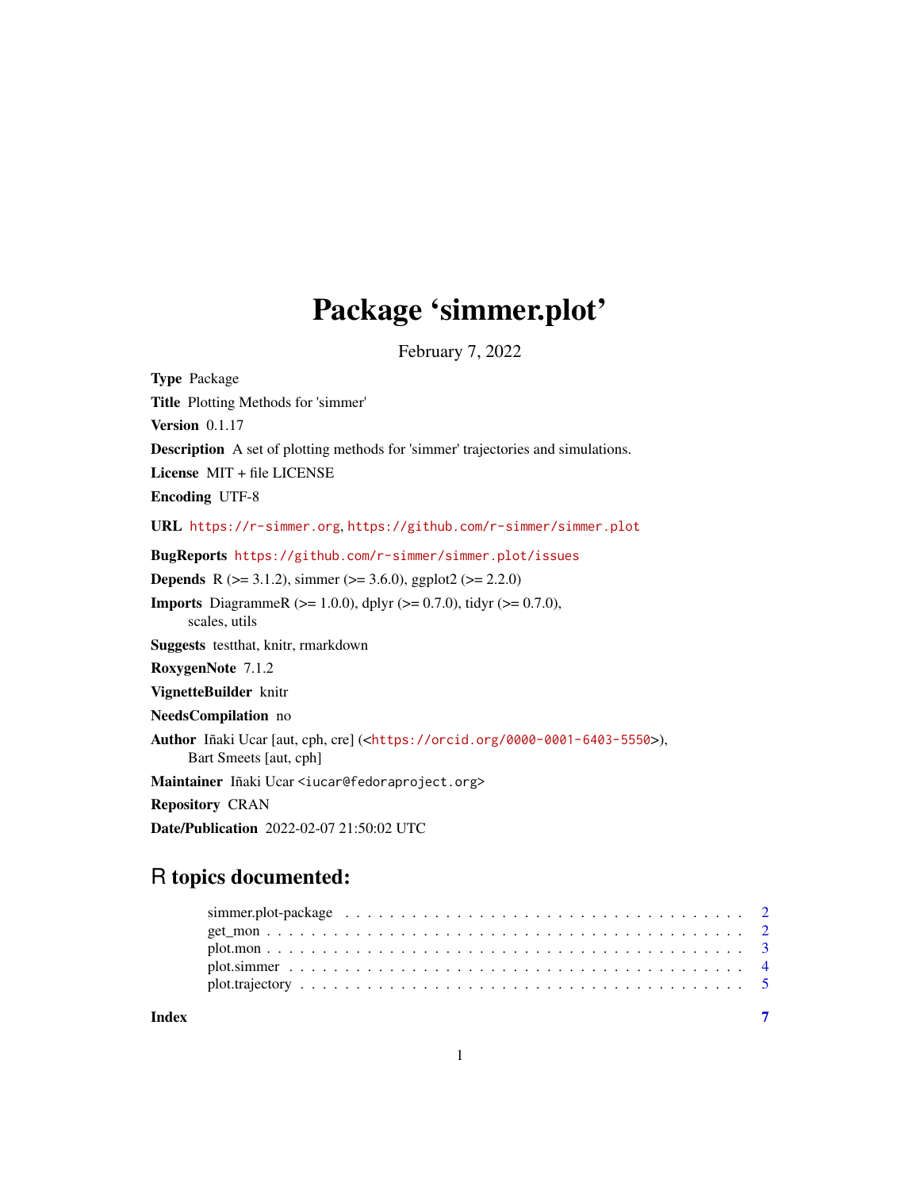# Package 'simmer.plot'

February 7, 2022

**Type** Package

**Title** Plotting Methods for 'simmer'

**Version** 0.1.17

**Description** A set of plotting methods for 'simmer' trajectories and simulations.

**License** MIT + file LICENSE

**Encoding** UTF-8

**URL** https://r-simmer.org, https://github.com/r-simmer/simmer.plot

**BugReports** https://github.com/r-simmer/simmer.plot/issues

**Depends** R (>= 3.1.2), simmer (>= 3.6.0), ggplot2 (>= 2.2.0)

**Imports** DiagrammeR (>= 1.0.0), dplyr (>= 0.7.0), tidyr (>= 0.7.0), scales, utils

**Suggests** testthat, knitr, rmarkdown

**RoxygenNote** 7.1.2

**VignetteBuilder** knitr

**NeedsCompilation** no

**Author** Iñaki Ucar [aut, cph, cre] (<https://orcid.org/0000-0001-6403-5550>), Bart Smeets [aut, cph]

**Maintainer** Iñaki Ucar <iucar@fedoraproject.org>

**Repository** CRAN

**Date/Publication** 2022-02-07 21:50:02 UTC

## R topics documented:

simmer.plot-package . . . . . . . . . . . . . . . . . . . . . . . . . . . . . . . . . . . . 2
get_mon . . . . . . . . . . . . . . . . . . . . . . . . . . . . . . . . . . . . . . . . . . . 2
plot.mon . . . . . . . . . . . . . . . . . . . . . . . . . . . . . . . . . . . . . . . . . . . 3
plot.simmer . . . . . . . . . . . . . . . . . . . . . . . . . . . . . . . . . . . . . . . . . 4
plot.trajectory . . . . . . . . . . . . . . . . . . . . . . . . . . . . . . . . . . . . . . . 5

**Index** 7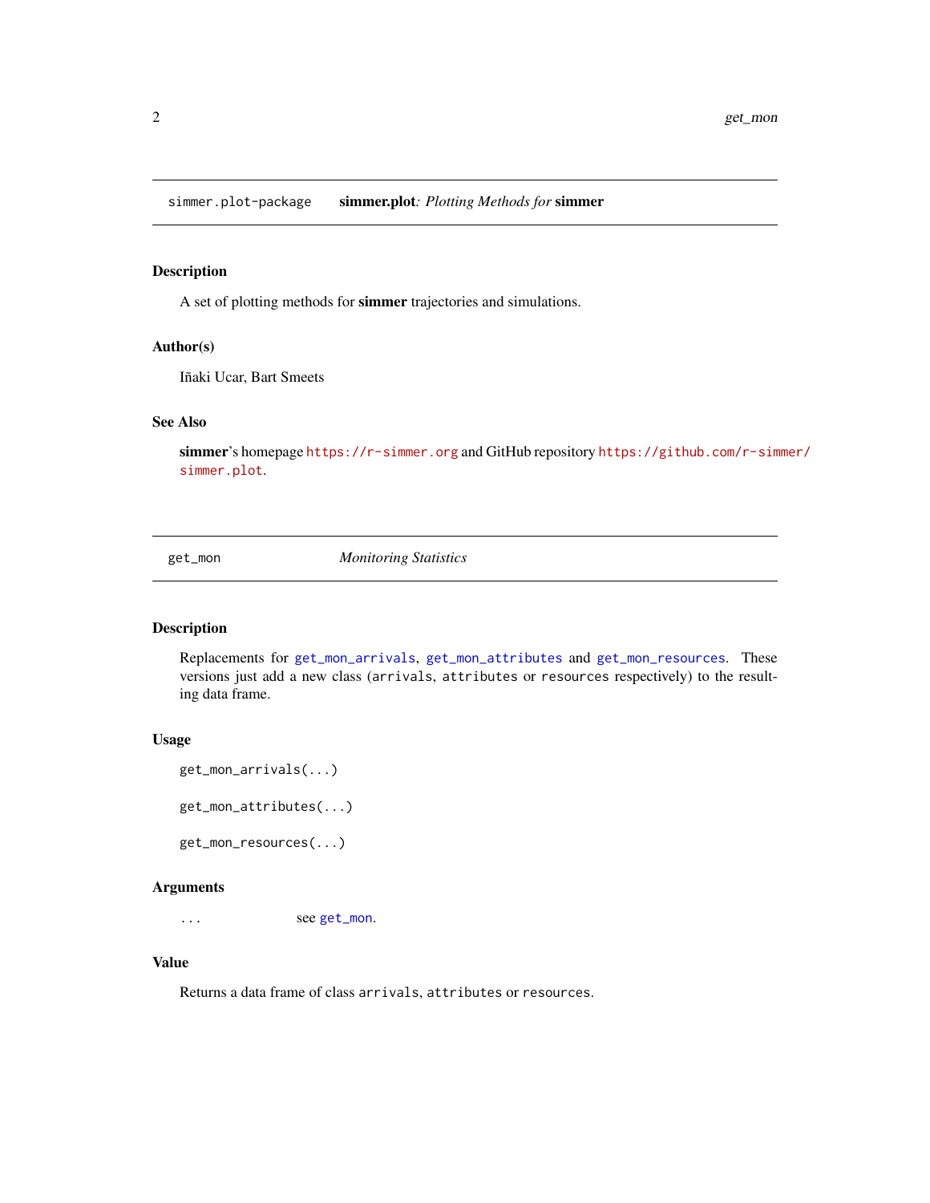## simmer.plot-package — **simmer.plot**: *Plotting Methods for* **simmer**

### Description

A set of plotting methods for **simmer** trajectories and simulations.

### Author(s)

Iñaki Ucar, Bart Smeets

### See Also

**simmer**'s homepage https://r-simmer.org and GitHub repository https://github.com/r-simmer/simmer.plot.

## get_mon — *Monitoring Statistics*

### Description

Replacements for `get_mon_arrivals`, `get_mon_attributes` and `get_mon_resources`. These versions just add a new class (`arrivals`, `attributes` or `resources` respectively) to the resulting data frame.

### Usage

```
get_mon_arrivals(...)

get_mon_attributes(...)

get_mon_resources(...)
```

### Arguments

| | |
|---|---|
| `...` | see `get_mon`. |

### Value

Returns a data frame of class `arrivals`, `attributes` or `resources`.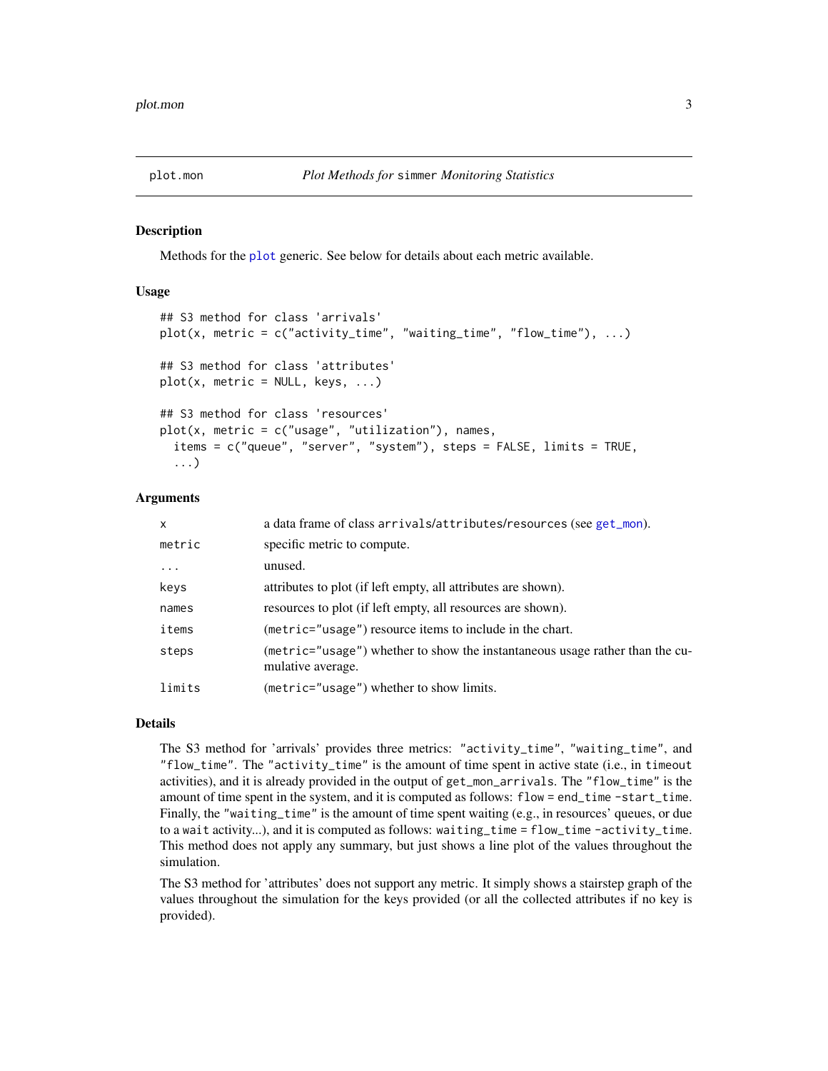# plot.mon — *Plot Methods for* `simmer` *Monitoring Statistics*

## Description

Methods for the `plot` generic. See below for details about each metric available.

## Usage

```
## S3 method for class 'arrivals'
plot(x, metric = c("activity_time", "waiting_time", "flow_time"), ...)

## S3 method for class 'attributes'
plot(x, metric = NULL, keys, ...)

## S3 method for class 'resources'
plot(x, metric = c("usage", "utilization"), names,
  items = c("queue", "server", "system"), steps = FALSE, limits = TRUE,
  ...)
```

## Arguments

| | |
|---|---|
| `x` | a data frame of class `arrivals`/`attributes`/`resources` (see `get_mon`). |
| `metric` | specific metric to compute. |
| `...` | unused. |
| `keys` | attributes to plot (if left empty, all attributes are shown). |
| `names` | resources to plot (if left empty, all resources are shown). |
| `items` | (`metric="usage"`) resource items to include in the chart. |
| `steps` | (`metric="usage"`) whether to show the instantaneous usage rather than the cumulative average. |
| `limits` | (`metric="usage"`) whether to show limits. |

## Details

The S3 method for 'arrivals' provides three metrics: `"activity_time"`, `"waiting_time"`, and `"flow_time"`. The `"activity_time"` is the amount of time spent in active state (i.e., in `timeout` activities), and it is already provided in the output of `get_mon_arrivals`. The `"flow_time"` is the amount of time spent in the system, and it is computed as follows: `flow = end_time -start_time`. Finally, the `"waiting_time"` is the amount of time spent waiting (e.g., in resources' queues, or due to a `wait` activity...), and it is computed as follows: `waiting_time = flow_time -activity_time`. This method does not apply any summary, but just shows a line plot of the values throughout the simulation.

The S3 method for 'attributes' does not support any metric. It simply shows a stairstep graph of the values throughout the simulation for the keys provided (or all the collected attributes if no key is provided).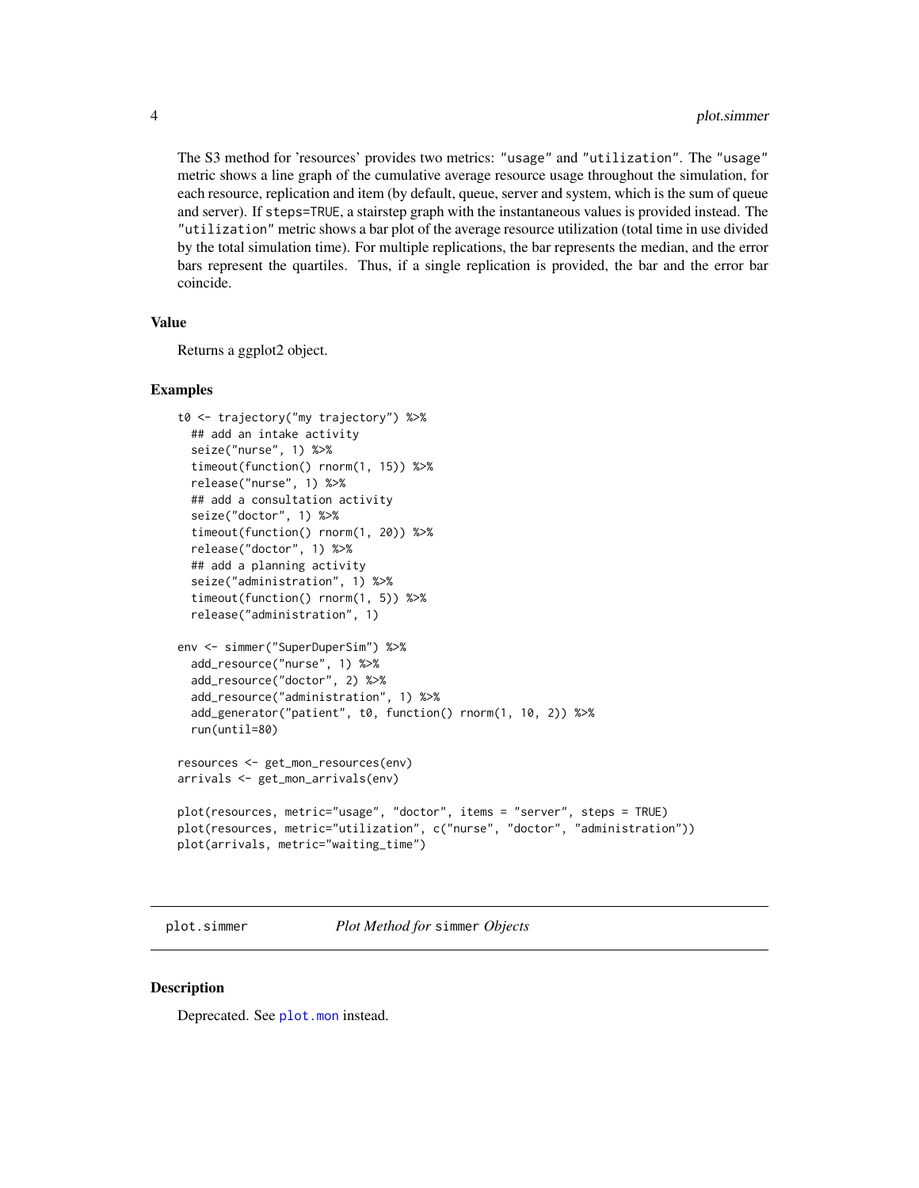The S3 method for 'resources' provides two metrics: "usage" and "utilization". The "usage" metric shows a line graph of the cumulative average resource usage throughout the simulation, for each resource, replication and item (by default, queue, server and system, which is the sum of queue and server). If steps=TRUE, a stairstep graph with the instantaneous values is provided instead. The "utilization" metric shows a bar plot of the average resource utilization (total time in use divided by the total simulation time). For multiple replications, the bar represents the median, and the error bars represent the quartiles. Thus, if a single replication is provided, the bar and the error bar coincide.

### Value

Returns a ggplot2 object.

### Examples

```
t0 <- trajectory("my trajectory") %>%
  ## add an intake activity
  seize("nurse", 1) %>%
  timeout(function() rnorm(1, 15)) %>%
  release("nurse", 1) %>%
  ## add a consultation activity
  seize("doctor", 1) %>%
  timeout(function() rnorm(1, 20)) %>%
  release("doctor", 1) %>%
  ## add a planning activity
  seize("administration", 1) %>%
  timeout(function() rnorm(1, 5)) %>%
  release("administration", 1)

env <- simmer("SuperDuperSim") %>%
  add_resource("nurse", 1) %>%
  add_resource("doctor", 2) %>%
  add_resource("administration", 1) %>%
  add_generator("patient", t0, function() rnorm(1, 10, 2)) %>%
  run(until=80)

resources <- get_mon_resources(env)
arrivals <- get_mon_arrivals(env)

plot(resources, metric="usage", "doctor", items = "server", steps = TRUE)
plot(resources, metric="utilization", c("nurse", "doctor", "administration"))
plot(arrivals, metric="waiting_time")
```

---

## plot.simmer — *Plot Method for* simmer *Objects*

### Description

Deprecated. See plot.mon instead.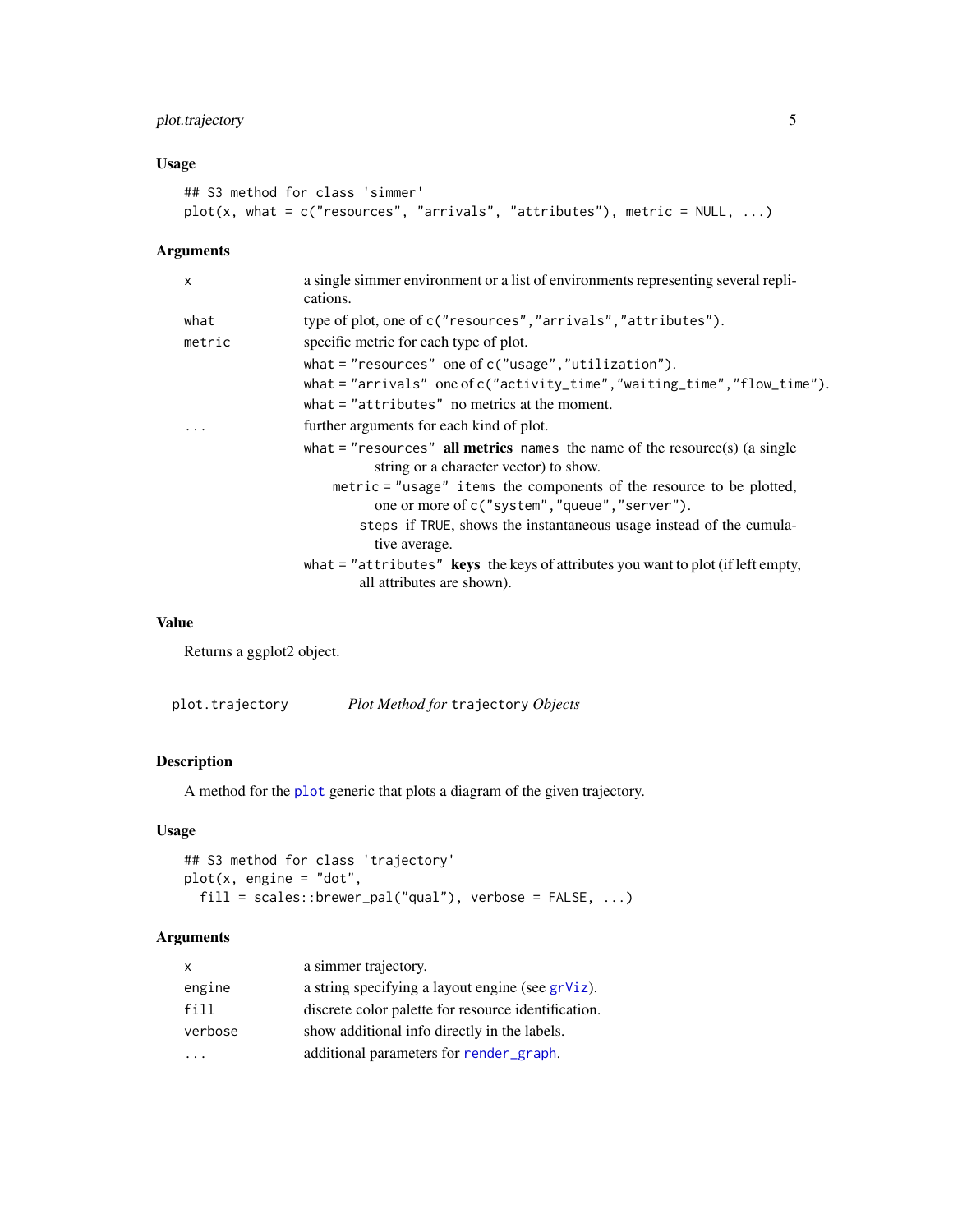### Usage

```
## S3 method for class 'simmer'
plot(x, what = c("resources", "arrivals", "attributes"), metric = NULL, ...)
```

### Arguments

| | |
|---|---|
| `x` | a single simmer environment or a list of environments representing several replications. |
| `what` | type of plot, one of `c("resources","arrivals","attributes")`. |
| `metric` | specific metric for each type of plot.<br>`what = "resources"` one of `c("usage","utilization")`.<br>`what = "arrivals"` one of `c("activity_time","waiting_time","flow_time")`.<br>`what = "attributes"` no metrics at the moment. |
| `...` | further arguments for each kind of plot.<br>`what = "resources"` **all metrics** `names` the name of the resource(s) (a single string or a character vector) to show.<br>`metric = "usage"` `items` the components of the resource to be plotted, one or more of `c("system","queue","server")`.<br>`steps` if `TRUE`, shows the instantaneous usage instead of the cumulative average.<br>`what = "attributes"` **keys** the keys of attributes you want to plot (if left empty, all attributes are shown). |

### Value

Returns a ggplot2 object.

---

## `plot.trajectory` *Plot Method for* `trajectory` *Objects*

---

### Description

A method for the `plot` generic that plots a diagram of the given trajectory.

### Usage

```
## S3 method for class 'trajectory'
plot(x, engine = "dot",
  fill = scales::brewer_pal("qual"), verbose = FALSE, ...)
```

### Arguments

| | |
|---|---|
| `x` | a simmer trajectory. |
| `engine` | a string specifying a layout engine (see `grViz`). |
| `fill` | discrete color palette for resource identification. |
| `verbose` | show additional info directly in the labels. |
| `...` | additional parameters for `render_graph`. |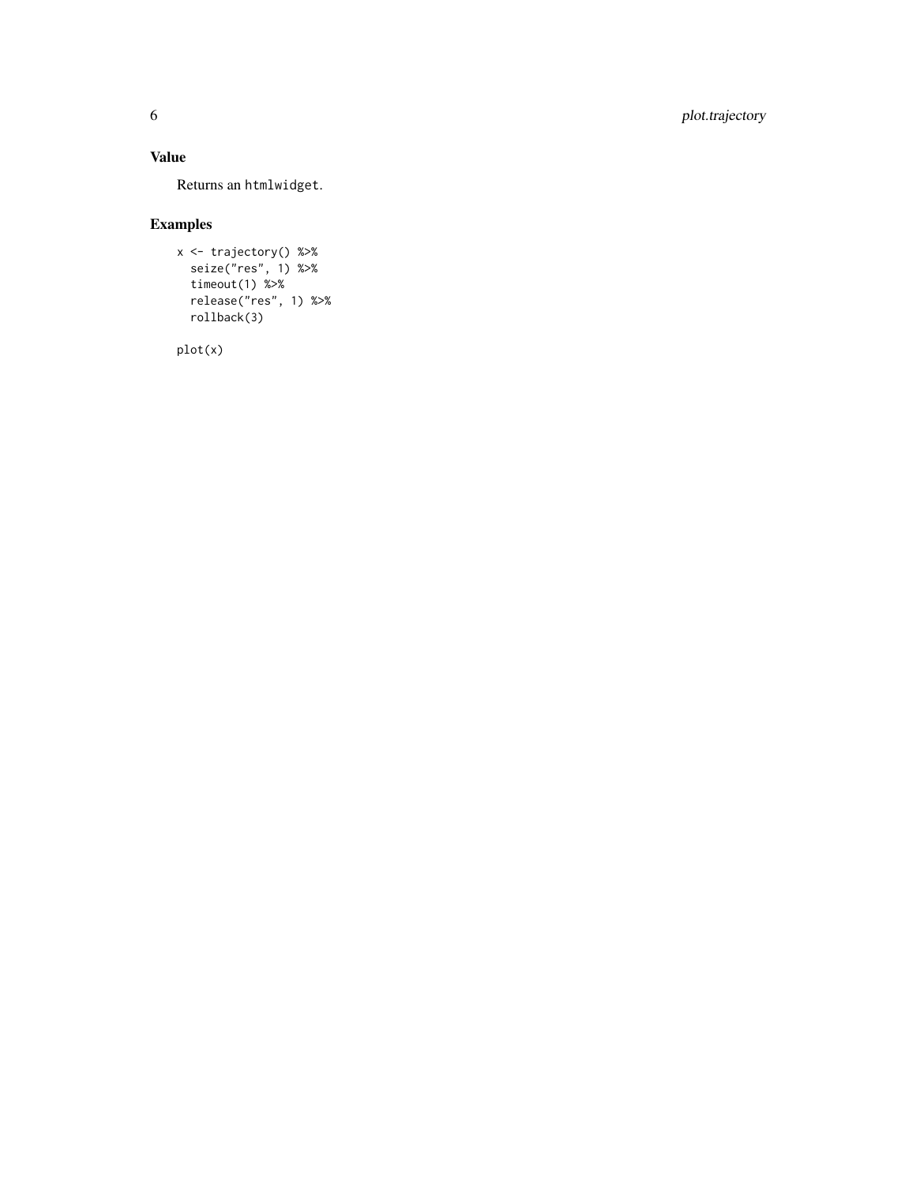### Value

Returns an `htmlwidget`.

### Examples

```
x <- trajectory() %>%
  seize("res", 1) %>%
  timeout(1) %>%
  release("res", 1) %>%
  rollback(3)

plot(x)
```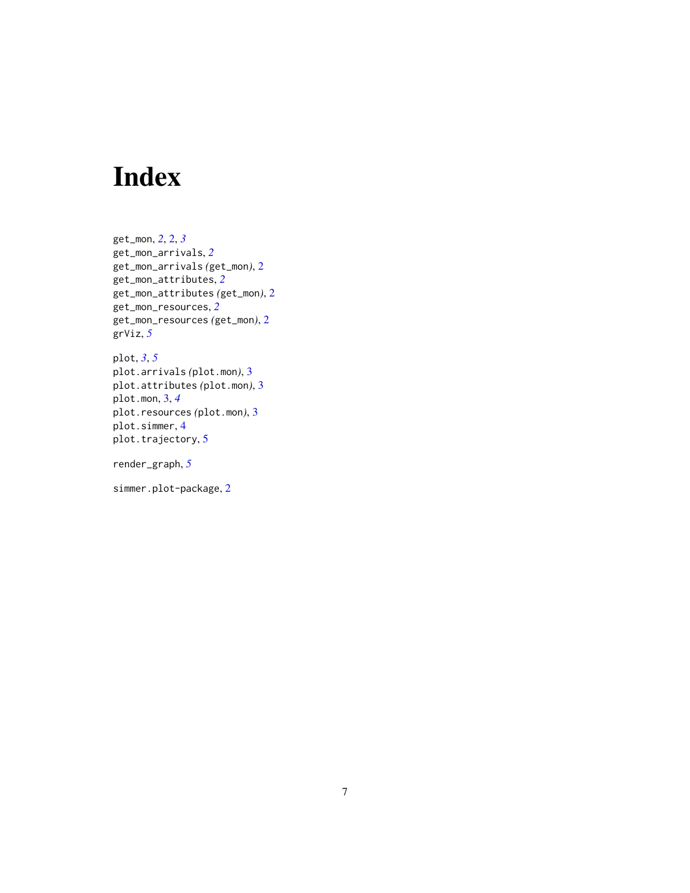# Index

get_mon, *2*, 2, *3*
get_mon_arrivals, *2*
get_mon_arrivals *(*get_mon*)*, 2
get_mon_attributes, *2*
get_mon_attributes *(*get_mon*)*, 2
get_mon_resources, *2*
get_mon_resources *(*get_mon*)*, 2
grViz, *5*

plot, *3*, *5*
plot.arrivals *(*plot.mon*)*, 3
plot.attributes *(*plot.mon*)*, 3
plot.mon, 3, *4*
plot.resources *(*plot.mon*)*, 3
plot.simmer, 4
plot.trajectory, 5

render_graph, *5*

simmer.plot-package, 2